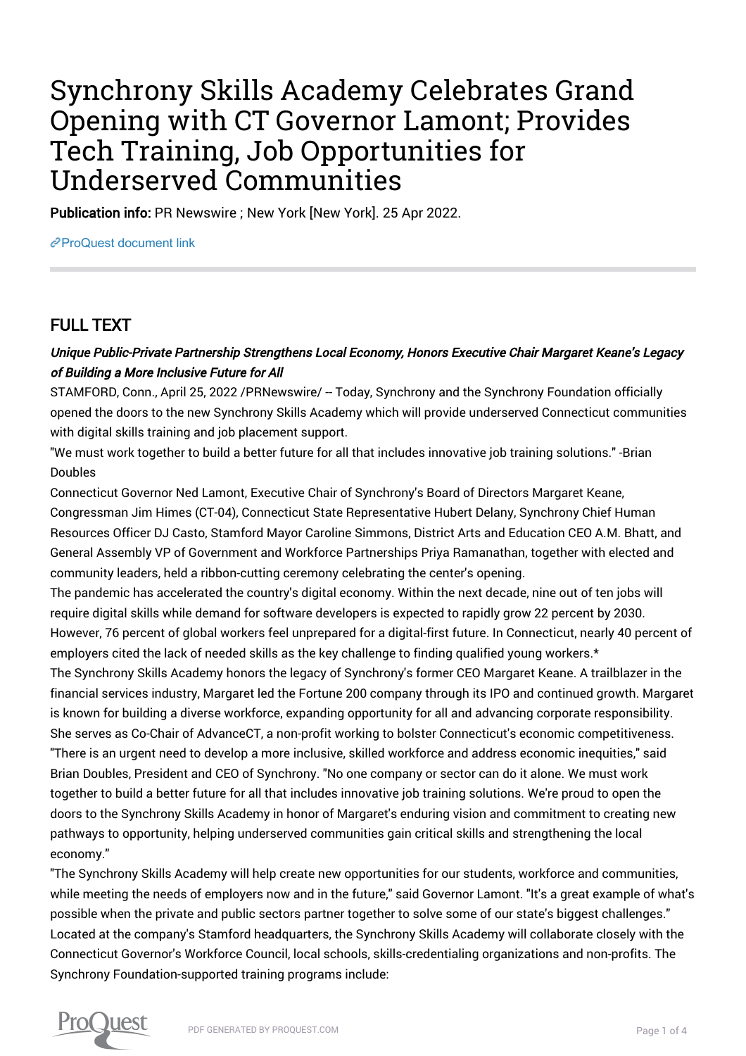# Synchrony Skills Academy Celebrates Grand Opening with CT Governor Lamont; Provides Tech Training, Job Opportunities for Underserved Communities

**Publication info:** PR Newswire ; New York [New York]. 25 Apr 2022.

ProQuest document link

## FULL TEXT

***Unique Public-Private Partnership Strengthens Local Economy, Honors Executive Chair Margaret Keane's Legacy of Building a More Inclusive Future for All***

STAMFORD, Conn., April 25, 2022 /PRNewswire/ -- Today, Synchrony and the Synchrony Foundation officially opened the doors to the new Synchrony Skills Academy which will provide underserved Connecticut communities with digital skills training and job placement support.

"We must work together to build a better future for all that includes innovative job training solutions." -Brian Doubles

Connecticut Governor Ned Lamont, Executive Chair of Synchrony's Board of Directors Margaret Keane, Congressman Jim Himes (CT-04), Connecticut State Representative Hubert Delany, Synchrony Chief Human Resources Officer DJ Casto, Stamford Mayor Caroline Simmons, District Arts and Education CEO A.M. Bhatt, and General Assembly VP of Government and Workforce Partnerships Priya Ramanathan, together with elected and community leaders, held a ribbon-cutting ceremony celebrating the center's opening.

The pandemic has accelerated the country's digital economy. Within the next decade, nine out of ten jobs will require digital skills while demand for software developers is expected to rapidly grow 22 percent by 2030. However, 76 percent of global workers feel unprepared for a digital-first future. In Connecticut, nearly 40 percent of employers cited the lack of needed skills as the key challenge to finding qualified young workers.*

The Synchrony Skills Academy honors the legacy of Synchrony's former CEO Margaret Keane. A trailblazer in the financial services industry, Margaret led the Fortune 200 company through its IPO and continued growth. Margaret is known for building a diverse workforce, expanding opportunity for all and advancing corporate responsibility. She serves as Co-Chair of AdvanceCT, a non-profit working to bolster Connecticut's economic competitiveness.

"There is an urgent need to develop a more inclusive, skilled workforce and address economic inequities," said Brian Doubles, President and CEO of Synchrony. "No one company or sector can do it alone. We must work together to build a better future for all that includes innovative job training solutions. We're proud to open the doors to the Synchrony Skills Academy in honor of Margaret's enduring vision and commitment to creating new pathways to opportunity, helping underserved communities gain critical skills and strengthening the local economy."

"The Synchrony Skills Academy will help create new opportunities for our students, workforce and communities, while meeting the needs of employers now and in the future," said Governor Lamont. "It's a great example of what's possible when the private and public sectors partner together to solve some of our state's biggest challenges."

Located at the company's Stamford headquarters, the Synchrony Skills Academy will collaborate closely with the Connecticut Governor's Workforce Council, local schools, skills-credentialing organizations and non-profits. The Synchrony Foundation-supported training programs include: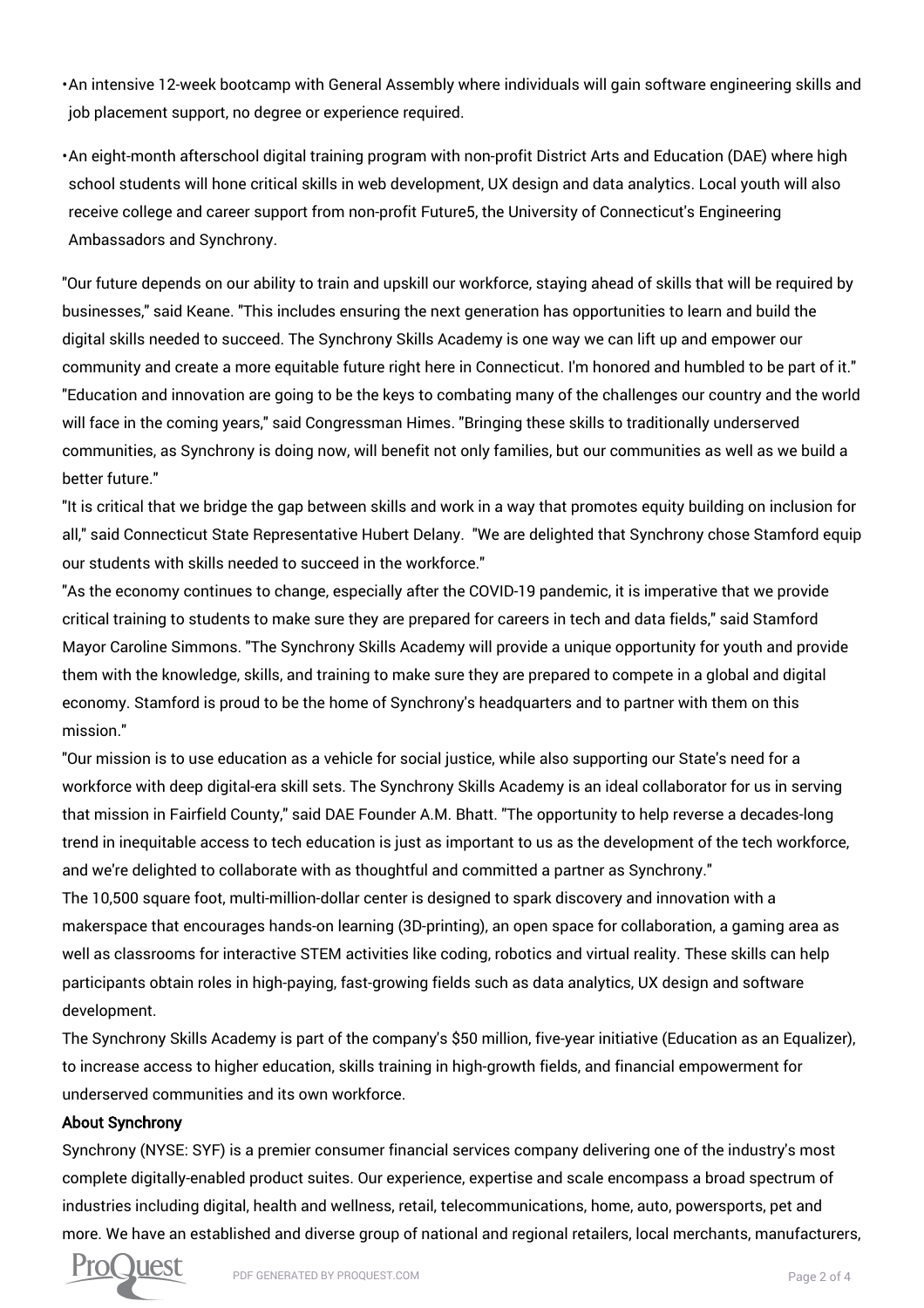- An intensive 12-week bootcamp with General Assembly where individuals will gain software engineering skills and job placement support, no degree or experience required.
- An eight-month afterschool digital training program with non-profit District Arts and Education (DAE) where high school students will hone critical skills in web development, UX design and data analytics. Local youth will also receive college and career support from non-profit Future5, the University of Connecticut's Engineering Ambassadors and Synchrony.

"Our future depends on our ability to train and upskill our workforce, staying ahead of skills that will be required by businesses," said Keane. "This includes ensuring the next generation has opportunities to learn and build the digital skills needed to succeed. The Synchrony Skills Academy is one way we can lift up and empower our community and create a more equitable future right here in Connecticut. I'm honored and humbled to be part of it."

"Education and innovation are going to be the keys to combating many of the challenges our country and the world will face in the coming years," said Congressman Himes. "Bringing these skills to traditionally underserved communities, as Synchrony is doing now, will benefit not only families, but our communities as well as we build a better future."

"It is critical that we bridge the gap between skills and work in a way that promotes equity building on inclusion for all," said Connecticut State Representative Hubert Delany. "We are delighted that Synchrony chose Stamford equip our students with skills needed to succeed in the workforce."

"As the economy continues to change, especially after the COVID-19 pandemic, it is imperative that we provide critical training to students to make sure they are prepared for careers in tech and data fields," said Stamford Mayor Caroline Simmons. "The Synchrony Skills Academy will provide a unique opportunity for youth and provide them with the knowledge, skills, and training to make sure they are prepared to compete in a global and digital economy. Stamford is proud to be the home of Synchrony's headquarters and to partner with them on this mission."

"Our mission is to use education as a vehicle for social justice, while also supporting our State's need for a workforce with deep digital-era skill sets. The Synchrony Skills Academy is an ideal collaborator for us in serving that mission in Fairfield County," said DAE Founder A.M. Bhatt. "The opportunity to help reverse a decades-long trend in inequitable access to tech education is just as important to us as the development of the tech workforce, and we're delighted to collaborate with as thoughtful and committed a partner as Synchrony."

The 10,500 square foot, multi-million-dollar center is designed to spark discovery and innovation with a makerspace that encourages hands-on learning (3D-printing), an open space for collaboration, a gaming area as well as classrooms for interactive STEM activities like coding, robotics and virtual reality. These skills can help participants obtain roles in high-paying, fast-growing fields such as data analytics, UX design and software development.

The Synchrony Skills Academy is part of the company's $50 million, five-year initiative (Education as an Equalizer), to increase access to higher education, skills training in high-growth fields, and financial empowerment for underserved communities and its own workforce.

### About Synchrony

Synchrony (NYSE: SYF) is a premier consumer financial services company delivering one of the industry's most complete digitally-enabled product suites. Our experience, expertise and scale encompass a broad spectrum of industries including digital, health and wellness, retail, telecommunications, home, auto, powersports, pet and more. We have an established and diverse group of national and regional retailers, local merchants, manufacturers,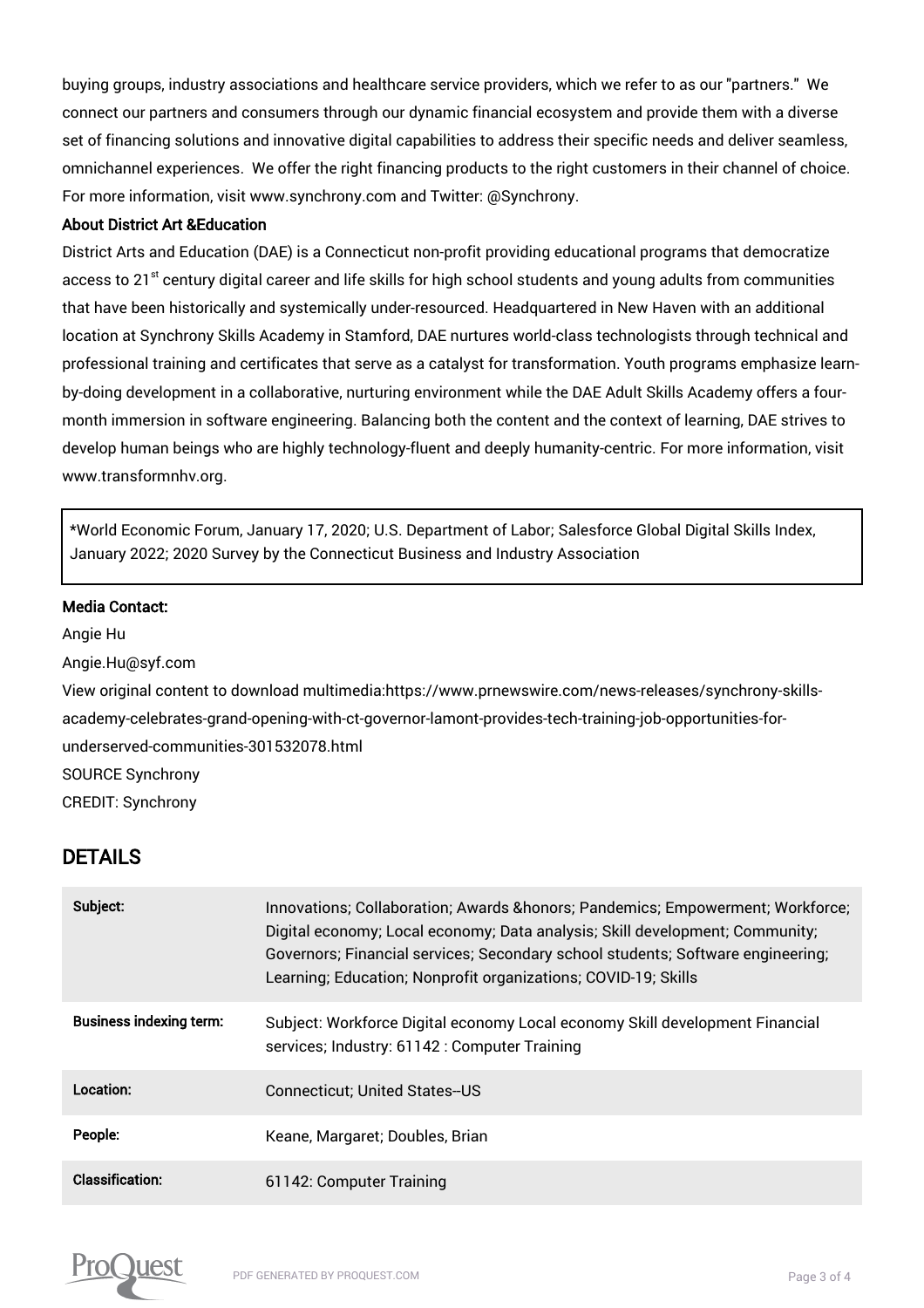buying groups, industry associations and healthcare service providers, which we refer to as our "partners." We connect our partners and consumers through our dynamic financial ecosystem and provide them with a diverse set of financing solutions and innovative digital capabilities to address their specific needs and deliver seamless, omnichannel experiences. We offer the right financing products to the right customers in their channel of choice. For more information, visit www.synchrony.com and Twitter: @Synchrony.

**About District Art &Education**

District Arts and Education (DAE) is a Connecticut non-profit providing educational programs that democratize access to 21st century digital career and life skills for high school students and young adults from communities that have been historically and systemically under-resourced. Headquartered in New Haven with an additional location at Synchrony Skills Academy in Stamford, DAE nurtures world-class technologists through technical and professional training and certificates that serve as a catalyst for transformation. Youth programs emphasize learn-by-doing development in a collaborative, nurturing environment while the DAE Adult Skills Academy offers a four-month immersion in software engineering. Balancing both the content and the context of learning, DAE strives to develop human beings who are highly technology-fluent and deeply humanity-centric. For more information, visit www.transformnhv.org.

*World Economic Forum, January 17, 2020; U.S. Department of Labor; Salesforce Global Digital Skills Index, January 2022; 2020 Survey by the Connecticut Business and Industry Association

**Media Contact:**

Angie Hu

Angie.Hu@syf.com

View original content to download multimedia:https://www.prnewswire.com/news-releases/synchrony-skills-academy-celebrates-grand-opening-with-ct-governor-lamont-provides-tech-training-job-opportunities-for-underserved-communities-301532078.html

SOURCE Synchrony

CREDIT: Synchrony

## DETAILS

| | |
|---|---|
| **Subject:** | Innovations; Collaboration; Awards &honors; Pandemics; Empowerment; Workforce; Digital economy; Local economy; Data analysis; Skill development; Community; Governors; Financial services; Secondary school students; Software engineering; Learning; Education; Nonprofit organizations; COVID-19; Skills |
| **Business indexing term:** | Subject: Workforce Digital economy Local economy Skill development Financial services; Industry: 61142 : Computer Training |
| **Location:** | Connecticut; United States--US |
| **People:** | Keane, Margaret; Doubles, Brian |
| **Classification:** | 61142: Computer Training |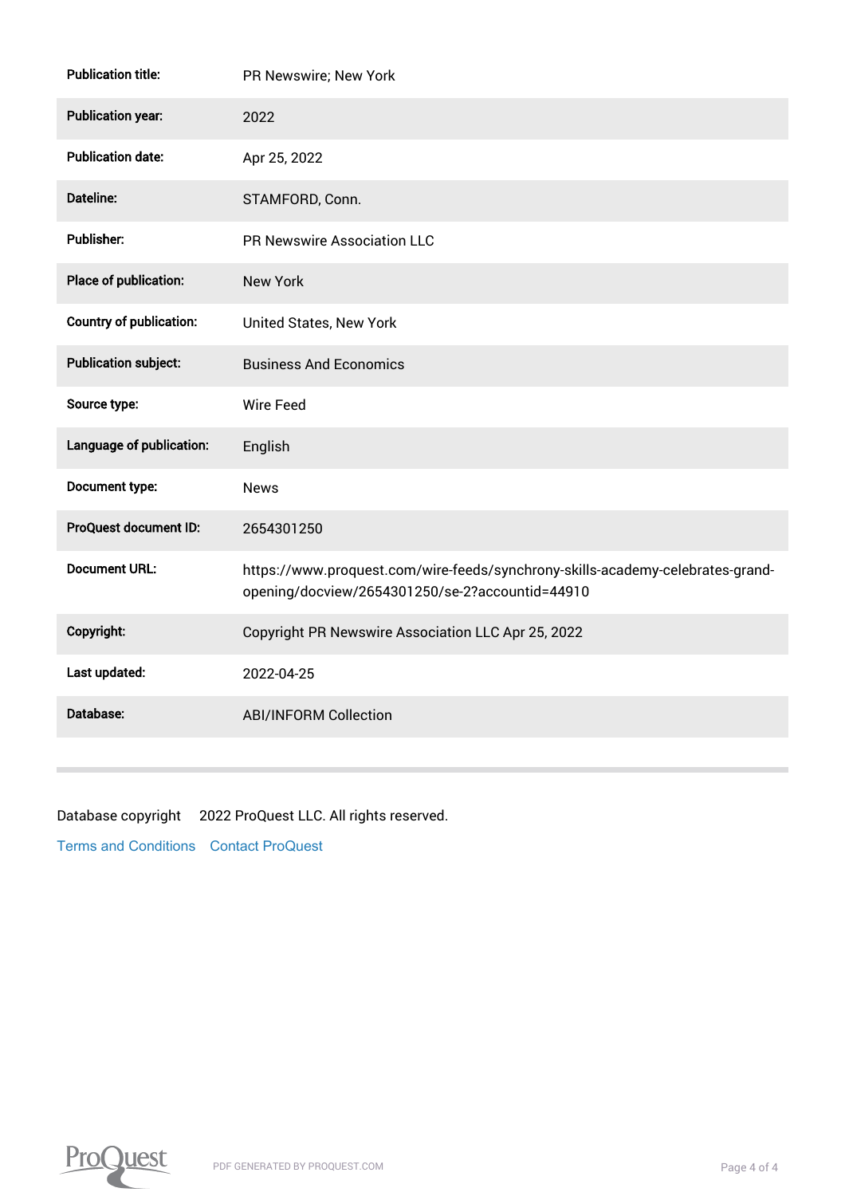| | |
|---|---|
| **Publication title:** | PR Newswire; New York |
| **Publication year:** | 2022 |
| **Publication date:** | Apr 25, 2022 |
| **Dateline:** | STAMFORD, Conn. |
| **Publisher:** | PR Newswire Association LLC |
| **Place of publication:** | New York |
| **Country of publication:** | United States, New York |
| **Publication subject:** | Business And Economics |
| **Source type:** | Wire Feed |
| **Language of publication:** | English |
| **Document type:** | News |
| **ProQuest document ID:** | 2654301250 |
| **Document URL:** | https://www.proquest.com/wire-feeds/synchrony-skills-academy-celebrates-grand-opening/docview/2654301250/se-2?accountid=44910 |
| **Copyright:** | Copyright PR Newswire Association LLC Apr 25, 2022 |
| **Last updated:** | 2022-04-25 |
| **Database:** | ABI/INFORM Collection |

Database copyright 2022 ProQuest LLC. All rights reserved.

Terms and Conditions Contact ProQuest